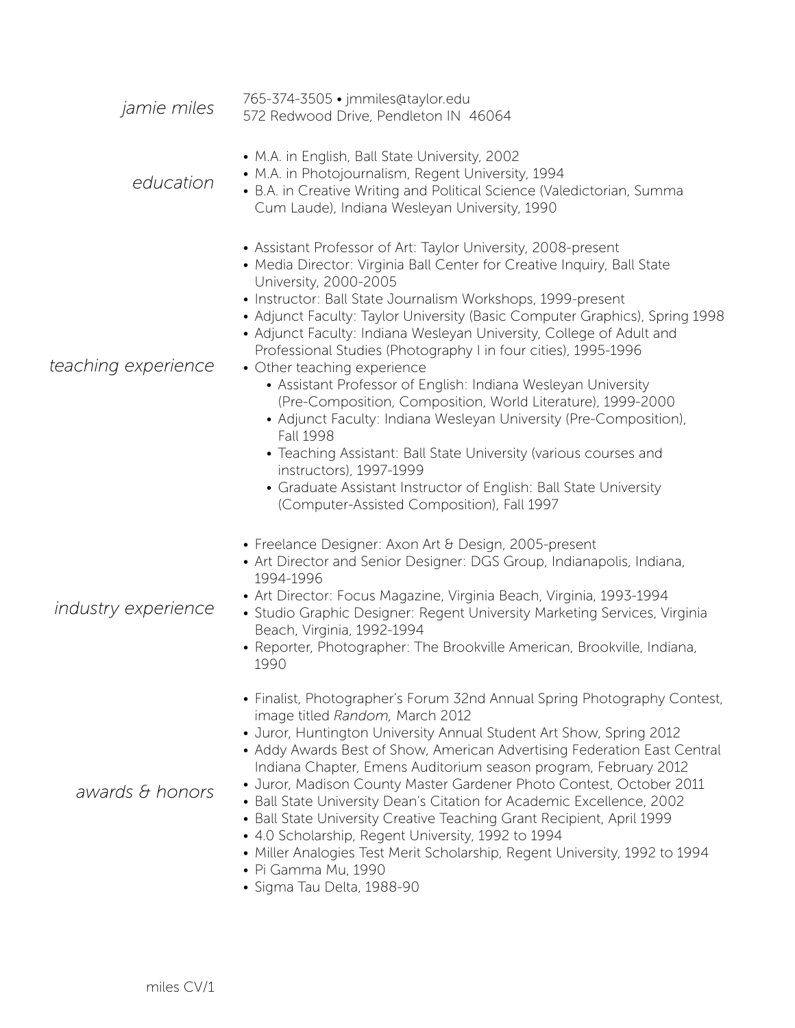# *jamie miles*

765-374-3505 • jmmiles@taylor.edu
572 Redwood Drive, Pendleton IN 46064

## *education*

- M.A. in English, Ball State University, 2002
- M.A. in Photojournalism, Regent University, 1994
- B.A. in Creative Writing and Political Science (Valedictorian, Summa Cum Laude), Indiana Wesleyan University, 1990

## *teaching experience*

- Assistant Professor of Art: Taylor University, 2008-present
- Media Director: Virginia Ball Center for Creative Inquiry, Ball State University, 2000-2005
- Instructor: Ball State Journalism Workshops, 1999-present
- Adjunct Faculty: Taylor University (Basic Computer Graphics), Spring 1998
- Adjunct Faculty: Indiana Wesleyan University, College of Adult and Professional Studies (Photography I in four cities), 1995-1996
- Other teaching experience
  - Assistant Professor of English: Indiana Wesleyan University (Pre-Composition, Composition, World Literature), 1999-2000
  - Adjunct Faculty: Indiana Wesleyan University (Pre-Composition), Fall 1998
  - Teaching Assistant: Ball State University (various courses and instructors), 1997-1999
  - Graduate Assistant Instructor of English: Ball State University (Computer-Assisted Composition), Fall 1997

## *industry experience*

- Freelance Designer: Axon Art & Design, 2005-present
- Art Director and Senior Designer: DGS Group, Indianapolis, Indiana, 1994-1996
- Art Director: Focus Magazine, Virginia Beach, Virginia, 1993-1994
- Studio Graphic Designer: Regent University Marketing Services, Virginia Beach, Virginia, 1992-1994
- Reporter, Photographer: The Brookville American, Brookville, Indiana, 1990

## *awards & honors*

- Finalist, Photographer's Forum 32nd Annual Spring Photography Contest, image titled *Random,* March 2012
- Juror, Huntington University Annual Student Art Show, Spring 2012
- Addy Awards Best of Show, American Advertising Federation East Central Indiana Chapter, Emens Auditorium season program, February 2012
- Juror, Madison County Master Gardener Photo Contest, October 2011
- Ball State University Dean's Citation for Academic Excellence, 2002
- Ball State University Creative Teaching Grant Recipient, April 1999
- 4.0 Scholarship, Regent University, 1992 to 1994
- Miller Analogies Test Merit Scholarship, Regent University, 1992 to 1994
- Pi Gamma Mu, 1990
- Sigma Tau Delta, 1988-90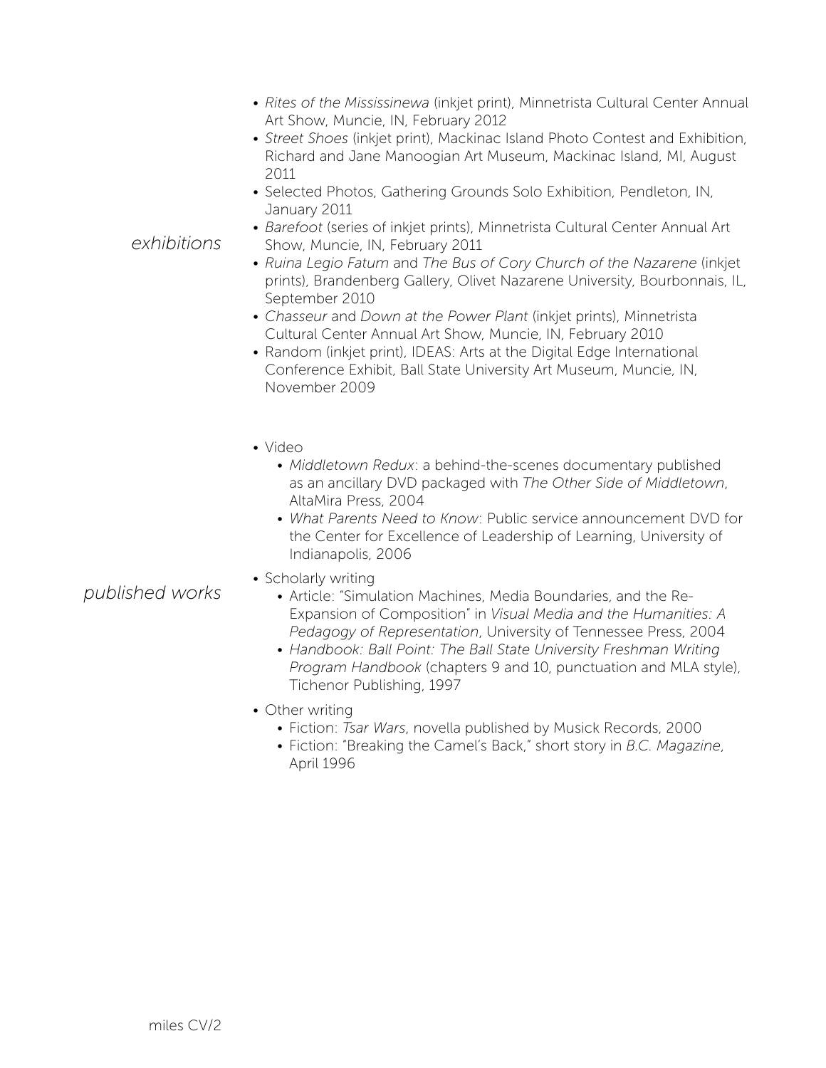## exhibitions

- *Rites of the Mississinewa* (inkjet print), Minnetrista Cultural Center Annual Art Show, Muncie, IN, February 2012
- *Street Shoes* (inkjet print), Mackinac Island Photo Contest and Exhibition, Richard and Jane Manoogian Art Museum, Mackinac Island, MI, August 2011
- Selected Photos, Gathering Grounds Solo Exhibition, Pendleton, IN, January 2011
- *Barefoot* (series of inkjet prints), Minnetrista Cultural Center Annual Art Show, Muncie, IN, February 2011
- *Ruina Legio Fatum* and *The Bus of Cory Church of the Nazarene* (inkjet prints), Brandenberg Gallery, Olivet Nazarene University, Bourbonnais, IL, September 2010
- *Chasseur* and *Down at the Power Plant* (inkjet prints), Minnetrista Cultural Center Annual Art Show, Muncie, IN, February 2010
- Random (inkjet print), IDEAS: Arts at the Digital Edge International Conference Exhibit, Ball State University Art Museum, Muncie, IN, November 2009

## published works

- Video
  - *Middletown Redux*: a behind-the-scenes documentary published as an ancillary DVD packaged with *The Other Side of Middletown*, AltaMira Press, 2004
  - *What Parents Need to Know*: Public service announcement DVD for the Center for Excellence of Leadership of Learning, University of Indianapolis, 2006
- Scholarly writing
  - Article: "Simulation Machines, Media Boundaries, and the Re-Expansion of Composition" in *Visual Media and the Humanities: A Pedagogy of Representation*, University of Tennessee Press, 2004
  - *Handbook: Ball Point: The Ball State University Freshman Writing Program Handbook* (chapters 9 and 10, punctuation and MLA style), Tichenor Publishing, 1997
- Other writing
  - Fiction: *Tsar Wars*, novella published by Musick Records, 2000
  - Fiction: "Breaking the Camel's Back," short story in *B.C. Magazine*, April 1996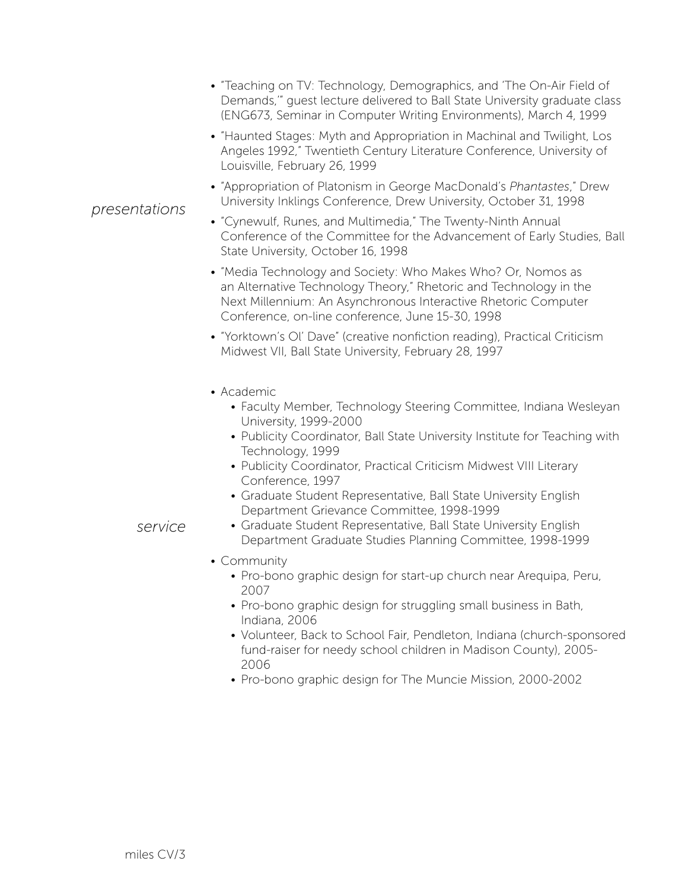## *presentations*

- "Teaching on TV: Technology, Demographics, and 'The On-Air Field of Demands,'" guest lecture delivered to Ball State University graduate class (ENG673, Seminar in Computer Writing Environments), March 4, 1999
- "Haunted Stages: Myth and Appropriation in Machinal and Twilight, Los Angeles 1992," Twentieth Century Literature Conference, University of Louisville, February 26, 1999
- "Appropriation of Platonism in George MacDonald's *Phantastes*," Drew University Inklings Conference, Drew University, October 31, 1998
- "Cynewulf, Runes, and Multimedia," The Twenty-Ninth Annual Conference of the Committee for the Advancement of Early Studies, Ball State University, October 16, 1998
- "Media Technology and Society: Who Makes Who? Or, Nomos as an Alternative Technology Theory," Rhetoric and Technology in the Next Millennium: An Asynchronous Interactive Rhetoric Computer Conference, on-line conference, June 15-30, 1998
- "Yorktown's Ol' Dave" (creative nonfiction reading), Practical Criticism Midwest VII, Ball State University, February 28, 1997

## *service*

- Academic
  - Faculty Member, Technology Steering Committee, Indiana Wesleyan University, 1999-2000
  - Publicity Coordinator, Ball State University Institute for Teaching with Technology, 1999
  - Publicity Coordinator, Practical Criticism Midwest VIII Literary Conference, 1997
  - Graduate Student Representative, Ball State University English Department Grievance Committee, 1998-1999
  - Graduate Student Representative, Ball State University English Department Graduate Studies Planning Committee, 1998-1999
- Community
  - Pro-bono graphic design for start-up church near Arequipa, Peru, 2007
  - Pro-bono graphic design for struggling small business in Bath, Indiana, 2006
  - Volunteer, Back to School Fair, Pendleton, Indiana (church-sponsored fund-raiser for needy school children in Madison County), 2005-2006
  - Pro-bono graphic design for The Muncie Mission, 2000-2002